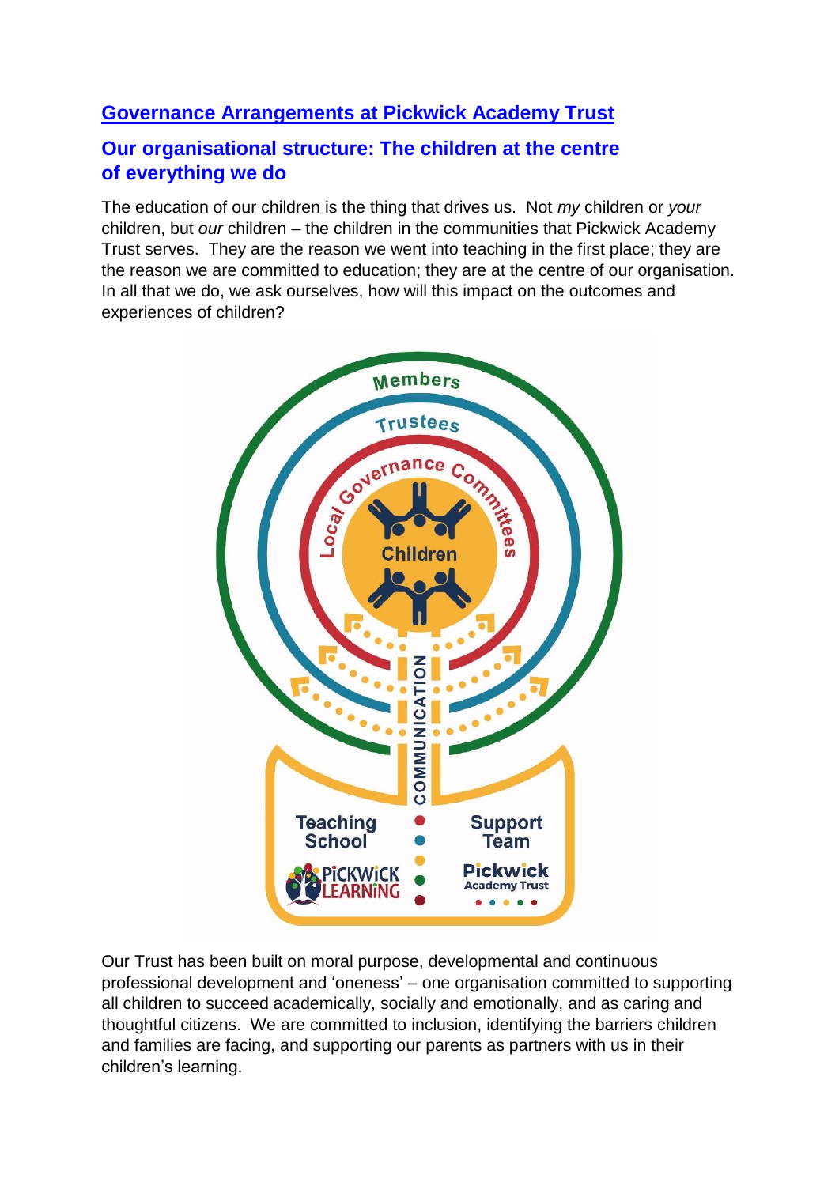# Governance Arrangements at Pickwick Academy Trust

## Our organisational structure: The children at the centre of everything we do

The education of our children is the thing that drives us. Not *my* children or *your* children, but *our* children – the children in the communities that Pickwick Academy Trust serves. They are the reason we went into teaching in the first place; they are the reason we are committed to education; they are at the centre of our organisation. In all that we do, we ask ourselves, how will this impact on the outcomes and experiences of children?

Members

Trustees

Local Governance Committees

Children

COMMUNICATION

Teaching School

PICKWICK LEARNING

Support Team

Pickwick Academy Trust

Our Trust has been built on moral purpose, developmental and continuous professional development and 'oneness' – one organisation committed to supporting all children to succeed academically, socially and emotionally, and as caring and thoughtful citizens. We are committed to inclusion, identifying the barriers children and families are facing, and supporting our parents as partners with us in their children's learning.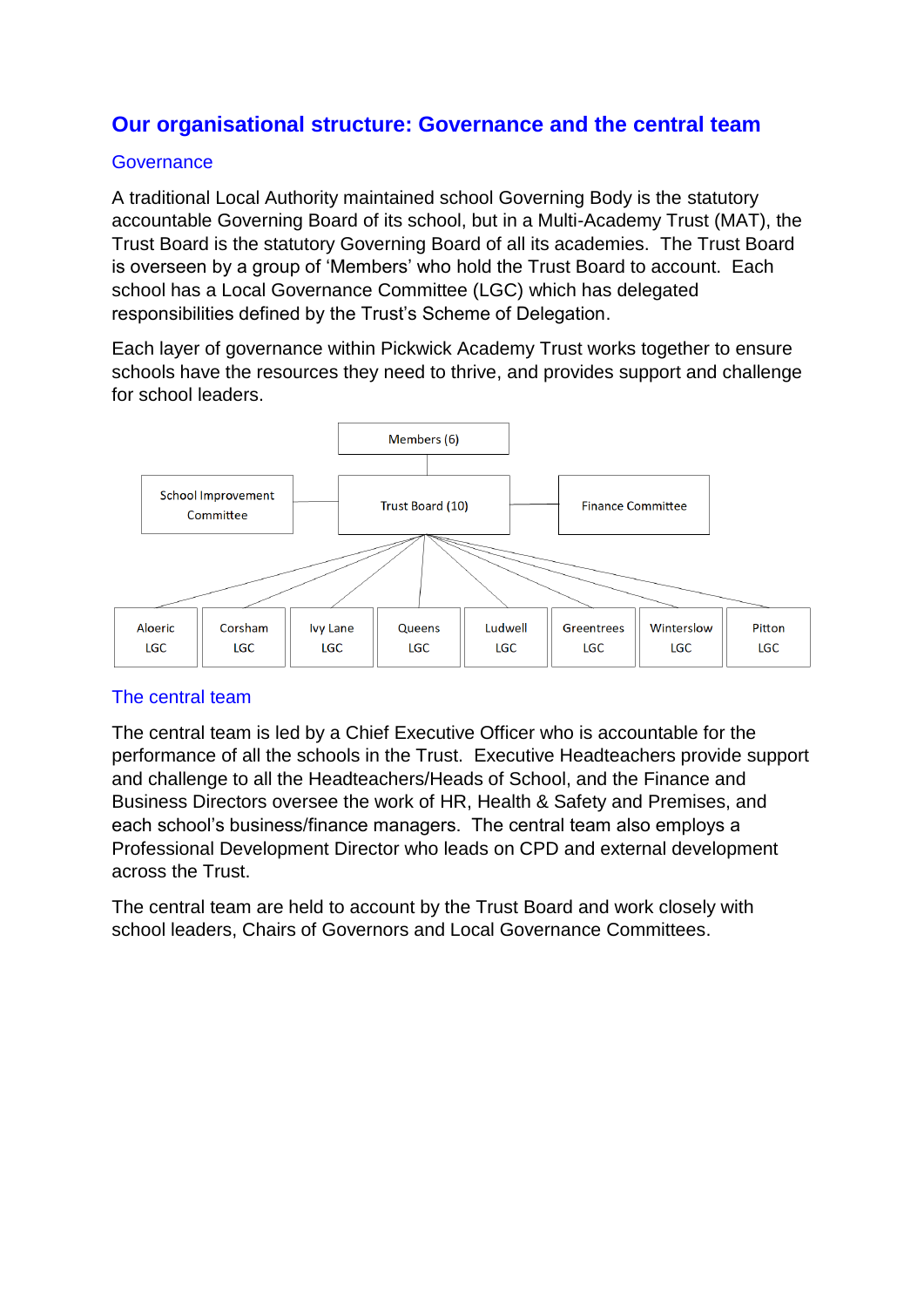# Our organisational structure: Governance and the central team

## Governance

A traditional Local Authority maintained school Governing Body is the statutory accountable Governing Board of its school, but in a Multi-Academy Trust (MAT), the Trust Board is the statutory Governing Board of all its academies. The Trust Board is overseen by a group of 'Members' who hold the Trust Board to account. Each school has a Local Governance Committee (LGC) which has delegated responsibilities defined by the Trust's Scheme of Delegation.

Each layer of governance within Pickwick Academy Trust works together to ensure schools have the resources they need to thrive, and provides support and challenge for school leaders.

Members (6)

School Improvement Committee

Trust Board (10)

Finance Committee

Aloeric LGC

Corsham LGC

Ivy Lane LGC

Queens LGC

Ludwell LGC

Greentrees LGC

Winterslow LGC

Pitton LGC

## The central team

The central team is led by a Chief Executive Officer who is accountable for the performance of all the schools in the Trust. Executive Headteachers provide support and challenge to all the Headteachers/Heads of School, and the Finance and Business Directors oversee the work of HR, Health & Safety and Premises, and each school's business/finance managers. The central team also employs a Professional Development Director who leads on CPD and external development across the Trust.

The central team are held to account by the Trust Board and work closely with school leaders, Chairs of Governors and Local Governance Committees.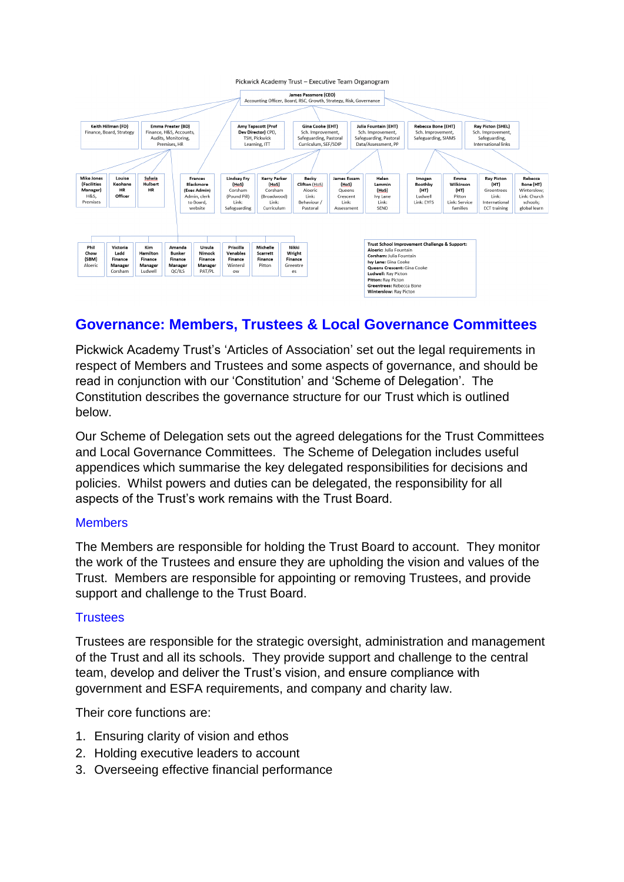Pickwick Academy Trust – Executive Team Organogram

James Passmore (CEO)
Accounting Officer, Board, RSC, Growth, Strategy, Risk, Governance

Keith Hillman (FD)
Finance, Board, Strategy

Emma Preater (BD)
Finance, H&S, Accounts, Audits, Monitoring, Premises, HR

Amy Tapscott (Prof Dev Director) CPD, TSH, Pickwick Learning, ITT

Gina Cooke (EHT)
Sch. Improvement, Safeguarding, Pastoral Curriculum, SEF/SDIP

Julia Fountain (EHT)
Sch. Improvement, Safeguarding, Pastoral Data/Assessment, PP

Rebecca Bone (EHT)
Sch. Improvement, Safeguarding, SIAMS

Ray Picton (SHEL)
Sch. Improvement, Safeguarding, International links

Mike Jones (Facilities Manager) H&S, Premises

Louise Keohane HR Officer

Sylwia Hulbert HR

Frances Blackmore (Exec Admin) Admin, clerk to Board, website

Lindsay Fry (HoS) Corsham (Pound Pill) Link: Safeguarding

Kerry Parker (HoS) Corsham (Broadwood) Link: Curriculum

Becky Clifton (HoS) Aloeric Link: Behaviour / Pastoral

James Essam (HoS) Queens Crescent Link: Assessment

Helen Lammin (HoS) Ivy Lane Link: SEND

Imogen Boothby (HT) Ludwell Link: EYFS

Emma Wilkinson (HT) Pitton Link: Service families

Ray Picton (HT) Greentrees Link: International ECT training

Rebecca Bone (HT) Winterslow; Link: Church schools; global learn

Phil Chow (SBM) Aloeric

Victoria Ladd Finance Manager Corsham

Kim Hamilton Finance Manager Ludwell

Amanda Bunker Finance Manager QC/ILS

Ursula Nimock Finance Manager PAT/PL

Priscilla Venables Finance Winterslow

Michelle Scarrett Finance Pitton

Nikki Wright Finance Greentrees

Trust School Improvement Challenge & Support:
**Aloeric:** Julia Fountain
**Corsham:** Julia Fountain
**Ivy Lane:** Gina Cooke
**Queens Crescent:** Gina Cooke
**Ludwell:** Ray Picton
**Pitton:** Ray Picton
**Greentrees:** Rebecca Bone
**Winterslow:** Ray Picton

## Governance: Members, Trustees & Local Governance Committees

Pickwick Academy Trust's 'Articles of Association' set out the legal requirements in respect of Members and Trustees and some aspects of governance, and should be read in conjunction with our 'Constitution' and 'Scheme of Delegation'. The Constitution describes the governance structure for our Trust which is outlined below.

Our Scheme of Delegation sets out the agreed delegations for the Trust Committees and Local Governance Committees. The Scheme of Delegation includes useful appendices which summarise the key delegated responsibilities for decisions and policies. Whilst powers and duties can be delegated, the responsibility for all aspects of the Trust's work remains with the Trust Board.

### Members

The Members are responsible for holding the Trust Board to account. They monitor the work of the Trustees and ensure they are upholding the vision and values of the Trust. Members are responsible for appointing or removing Trustees, and provide support and challenge to the Trust Board.

### Trustees

Trustees are responsible for the strategic oversight, administration and management of the Trust and all its schools. They provide support and challenge to the central team, develop and deliver the Trust's vision, and ensure compliance with government and ESFA requirements, and company and charity law.

Their core functions are:

1. Ensuring clarity of vision and ethos
2. Holding executive leaders to account
3. Overseeing effective financial performance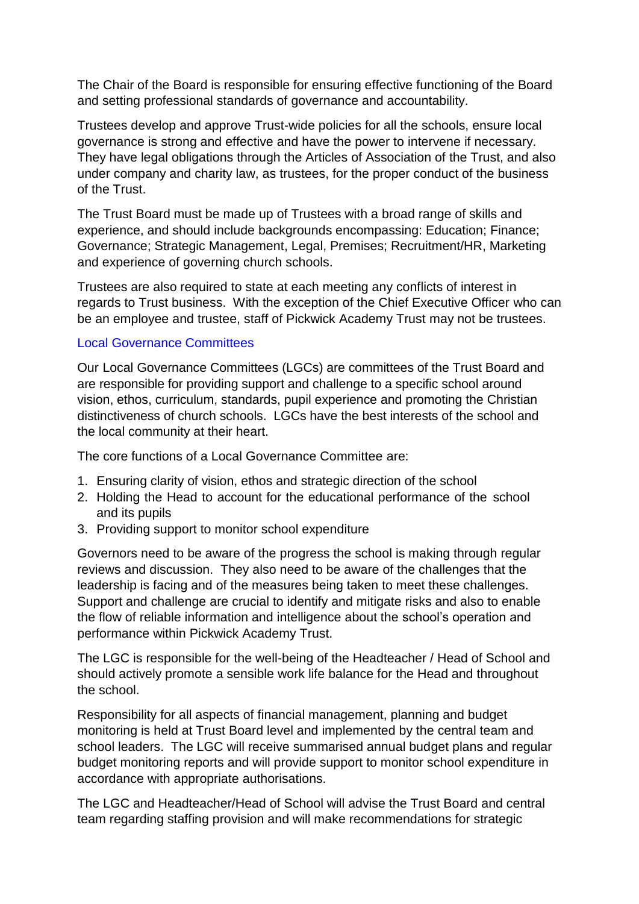The Chair of the Board is responsible for ensuring effective functioning of the Board and setting professional standards of governance and accountability.

Trustees develop and approve Trust-wide policies for all the schools, ensure local governance is strong and effective and have the power to intervene if necessary. They have legal obligations through the Articles of Association of the Trust, and also under company and charity law, as trustees, for the proper conduct of the business of the Trust.

The Trust Board must be made up of Trustees with a broad range of skills and experience, and should include backgrounds encompassing: Education; Finance; Governance; Strategic Management, Legal, Premises; Recruitment/HR, Marketing and experience of governing church schools.

Trustees are also required to state at each meeting any conflicts of interest in regards to Trust business. With the exception of the Chief Executive Officer who can be an employee and trustee, staff of Pickwick Academy Trust may not be trustees.

## Local Governance Committees

Our Local Governance Committees (LGCs) are committees of the Trust Board and are responsible for providing support and challenge to a specific school around vision, ethos, curriculum, standards, pupil experience and promoting the Christian distinctiveness of church schools. LGCs have the best interests of the school and the local community at their heart.

The core functions of a Local Governance Committee are:

1. Ensuring clarity of vision, ethos and strategic direction of the school
2. Holding the Head to account for the educational performance of the school and its pupils
3. Providing support to monitor school expenditure

Governors need to be aware of the progress the school is making through regular reviews and discussion. They also need to be aware of the challenges that the leadership is facing and of the measures being taken to meet these challenges. Support and challenge are crucial to identify and mitigate risks and also to enable the flow of reliable information and intelligence about the school's operation and performance within Pickwick Academy Trust.

The LGC is responsible for the well-being of the Headteacher / Head of School and should actively promote a sensible work life balance for the Head and throughout the school.

Responsibility for all aspects of financial management, planning and budget monitoring is held at Trust Board level and implemented by the central team and school leaders. The LGC will receive summarised annual budget plans and regular budget monitoring reports and will provide support to monitor school expenditure in accordance with appropriate authorisations.

The LGC and Headteacher/Head of School will advise the Trust Board and central team regarding staffing provision and will make recommendations for strategic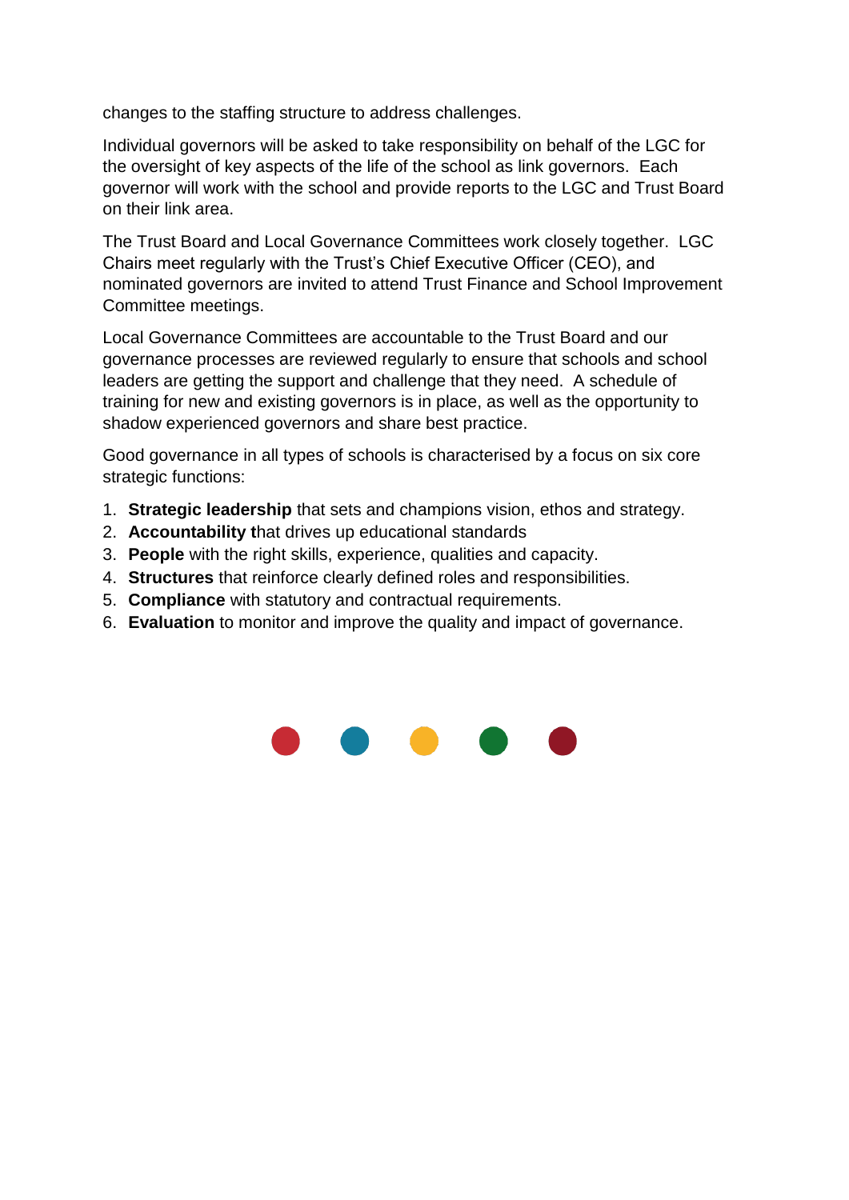changes to the staffing structure to address challenges.

Individual governors will be asked to take responsibility on behalf of the LGC for the oversight of key aspects of the life of the school as link governors. Each governor will work with the school and provide reports to the LGC and Trust Board on their link area.

The Trust Board and Local Governance Committees work closely together. LGC Chairs meet regularly with the Trust's Chief Executive Officer (CEO), and nominated governors are invited to attend Trust Finance and School Improvement Committee meetings.

Local Governance Committees are accountable to the Trust Board and our governance processes are reviewed regularly to ensure that schools and school leaders are getting the support and challenge that they need. A schedule of training for new and existing governors is in place, as well as the opportunity to shadow experienced governors and share best practice.

Good governance in all types of schools is characterised by a focus on six core strategic functions:

1. **Strategic leadership** that sets and champions vision, ethos and strategy.
2. **Accountability t**hat drives up educational standards
3. **People** with the right skills, experience, qualities and capacity.
4. **Structures** that reinforce clearly defined roles and responsibilities.
5. **Compliance** with statutory and contractual requirements.
6. **Evaluation** to monitor and improve the quality and impact of governance.